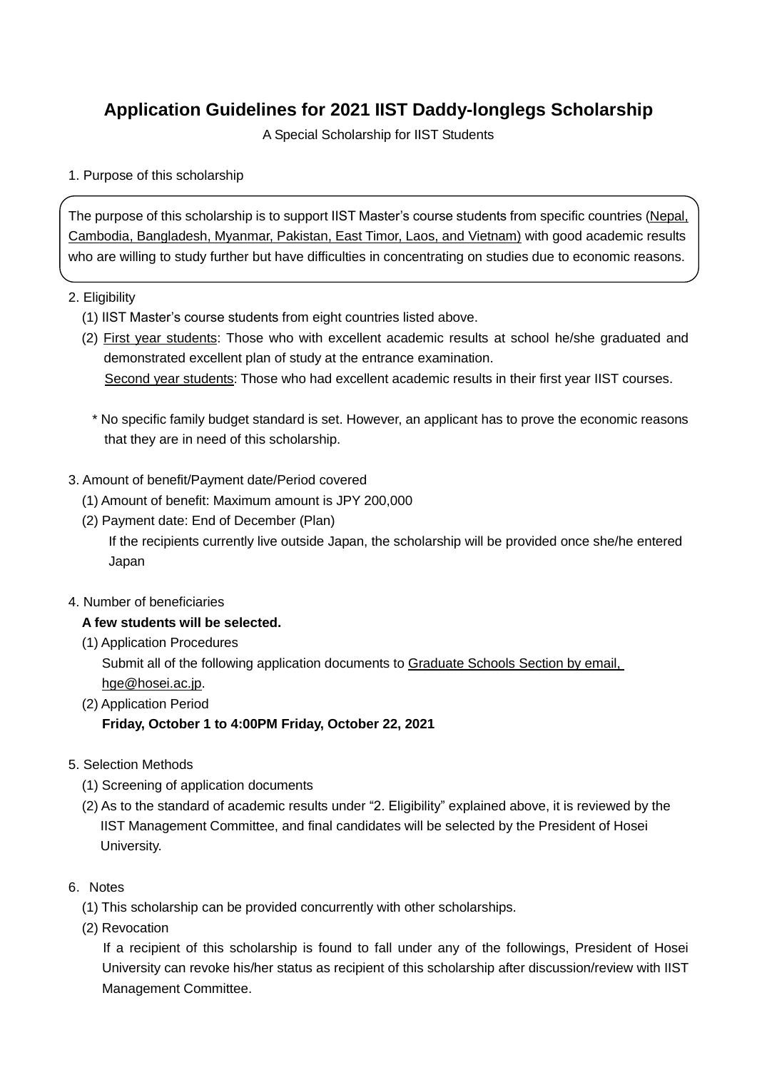# Application Guidelines for 2021 IIST Daddy-longlegs Scholarship

A Special Scholarship for IIST Students

1. Purpose of this scholarship

The purpose of this scholarship is to support IIST Master's course students from specific countries (Nepal, Cambodia, Bangladesh, Myanmar, Pakistan, East Timor, Laos, and Vietnam) with good academic results who are willing to study further but have difficulties in concentrating on studies due to economic reasons.

2. Eligibility

(1) IIST Master's course students from eight countries listed above.

(2) First year students: Those who with excellent academic results at school he/she graduated and demonstrated excellent plan of study at the entrance examination.

Second year students: Those who had excellent academic results in their first year IIST courses.

\* No specific family budget standard is set. However, an applicant has to prove the economic reasons that they are in need of this scholarship.

3. Amount of benefit/Payment date/Period covered

(1) Amount of benefit: Maximum amount is JPY 200,000

(2) Payment date: End of December (Plan)

If the recipients currently live outside Japan, the scholarship will be provided once she/he entered Japan

4. Number of beneficiaries

**A few students will be selected.**

(1) Application Procedures

Submit all of the following application documents to Graduate Schools Section by email, hge@hosei.ac.jp.

(2) Application Period

**Friday, October 1 to 4:00PM Friday, October 22, 2021**

5. Selection Methods

(1) Screening of application documents

(2) As to the standard of academic results under "2. Eligibility" explained above, it is reviewed by the IIST Management Committee, and final candidates will be selected by the President of Hosei University.

6. Notes

(1) This scholarship can be provided concurrently with other scholarships.

(2) Revocation

If a recipient of this scholarship is found to fall under any of the followings, President of Hosei University can revoke his/her status as recipient of this scholarship after discussion/review with IIST Management Committee.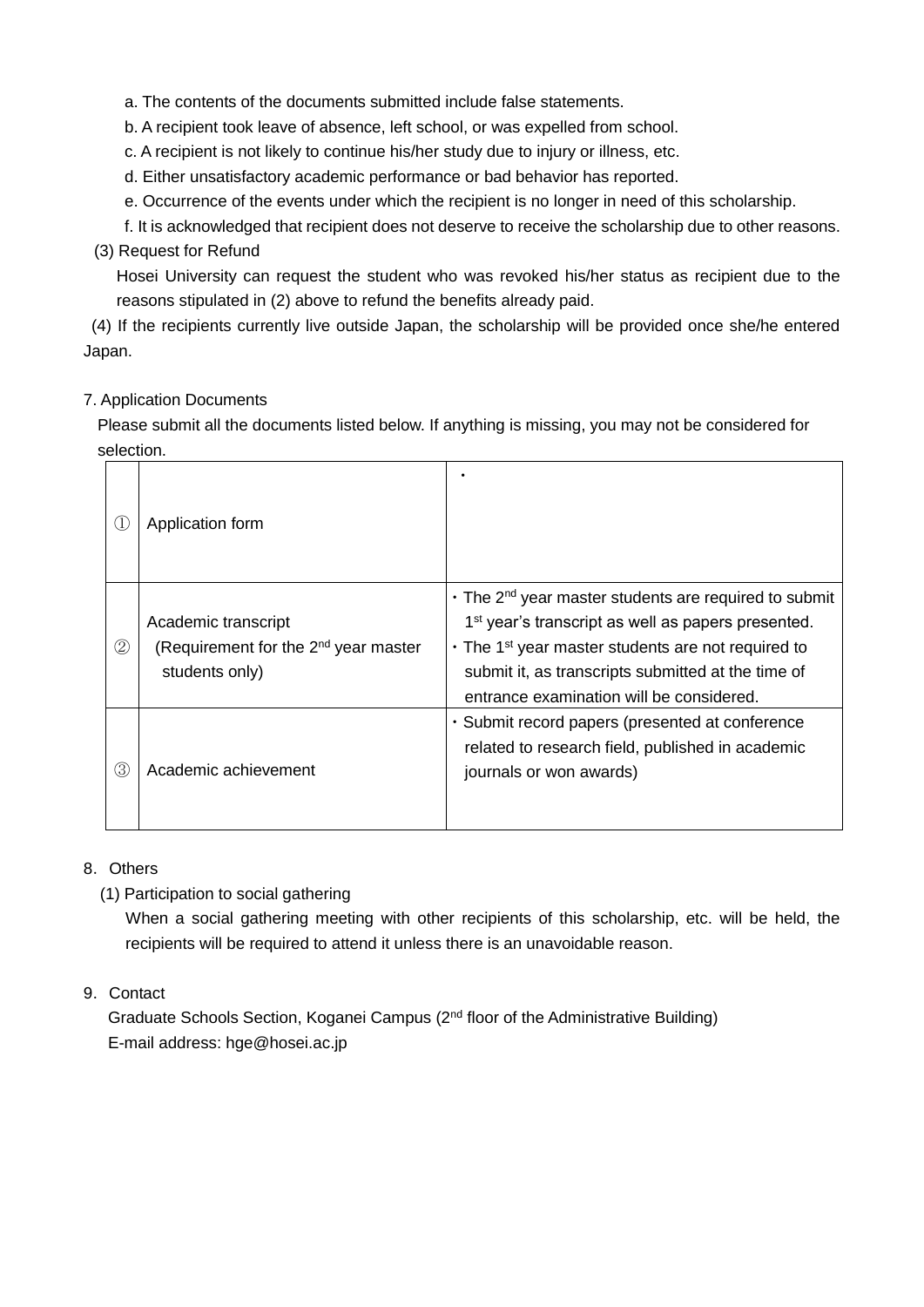a. The contents of the documents submitted include false statements.

b. A recipient took leave of absence, left school, or was expelled from school.

c. A recipient is not likely to continue his/her study due to injury or illness, etc.

d. Either unsatisfactory academic performance or bad behavior has reported.

e. Occurrence of the events under which the recipient is no longer in need of this scholarship.

f. It is acknowledged that recipient does not deserve to receive the scholarship due to other reasons.

(3) Request for Refund

Hosei University can request the student who was revoked his/her status as recipient due to the reasons stipulated in (2) above to refund the benefits already paid.

(4) If the recipients currently live outside Japan, the scholarship will be provided once she/he entered Japan.

7. Application Documents

Please submit all the documents listed below. If anything is missing, you may not be considered for selection.

| | | |
|---|---|---|
| ① | Application form | ・ |
| ② | Academic transcript (Requirement for the 2nd year master students only) | ・The 2nd year master students are required to submit 1st year's transcript as well as papers presented.<br>・The 1st year master students are not required to submit it, as transcripts submitted at the time of entrance examination will be considered. |
| ③ | Academic achievement | ・Submit record papers (presented at conference related to research field, published in academic journals or won awards) |

8. Others

(1) Participation to social gathering

When a social gathering meeting with other recipients of this scholarship, etc. will be held, the recipients will be required to attend it unless there is an unavoidable reason.

9. Contact

Graduate Schools Section, Koganei Campus (2nd floor of the Administrative Building)

E-mail address: hge@hosei.ac.jp